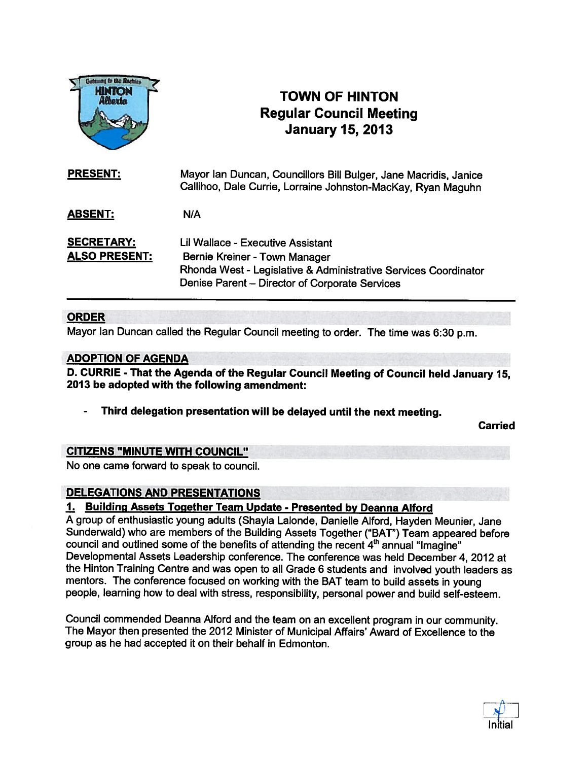# TOWN OF HINTON
## Regular Council Meeting
## January 15, 2013

**PRESENT:** Mayor Ian Duncan, Councillors Bill Bulger, Jane Macridis, Janice Callihoo, Dale Currie, Lorraine Johnston-MacKay, Ryan Maguhn

**ABSENT:** N/A

**SECRETARY:** Lil Wallace - Executive Assistant

**ALSO PRESENT:** Bernie Kreiner - Town Manager
Rhonda West - Legislative & Administrative Services Coordinator
Denise Parent – Director of Corporate Services

---

## ORDER

Mayor Ian Duncan called the Regular Council meeting to order. The time was 6:30 p.m.

## ADOPTION OF AGENDA

**D. CURRIE - That the Agenda of the Regular Council Meeting of Council held January 15, 2013 be adopted with the following amendment:**

- **Third delegation presentation will be delayed until the next meeting.**

**Carried**

## CITIZENS "MINUTE WITH COUNCIL"

No one came forward to speak to council.

## DELEGATIONS AND PRESENTATIONS

### 1. Building Assets Together Team Update - Presented by Deanna Alford

A group of enthusiastic young adults (Shayla Lalonde, Danielle Alford, Hayden Meunier, Jane Sunderwald) who are members of the Building Assets Together ("BAT") Team appeared before council and outlined some of the benefits of attending the recent 4th annual "Imagine" Developmental Assets Leadership conference. The conference was held December 4, 2012 at the Hinton Training Centre and was open to all Grade 6 students and involved youth leaders as mentors. The conference focused on working with the BAT team to build assets in young people, learning how to deal with stress, responsibility, personal power and build self-esteem.

Council commended Deanna Alford and the team on an excellent program in our community. The Mayor then presented the 2012 Minister of Municipal Affairs' Award of Excellence to the group as he had accepted it on their behalf in Edmonton.

Initial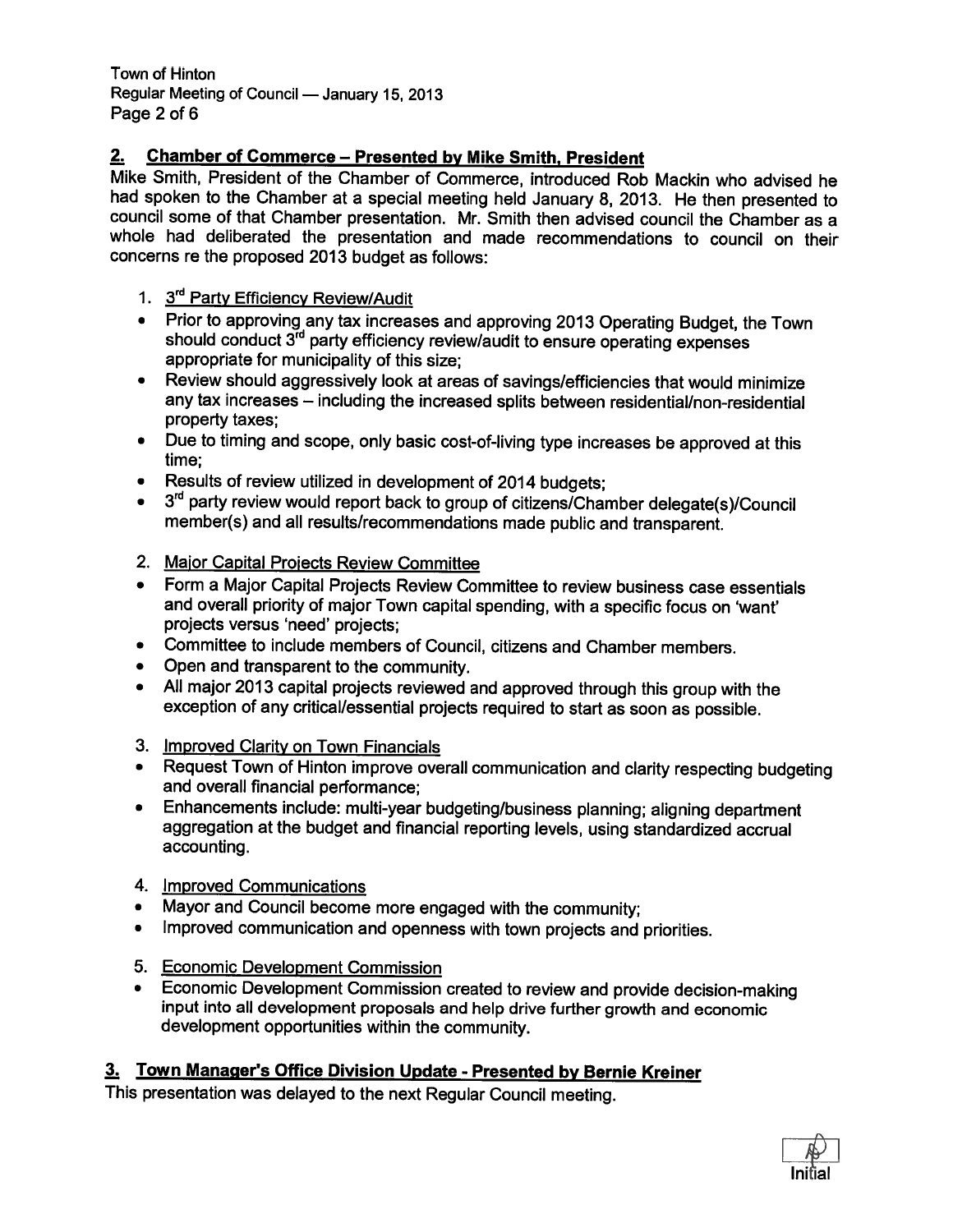## 2. Chamber of Commerce – Presented by Mike Smith, President

Mike Smith, President of the Chamber of Commerce, introduced Rob Mackin who advised he had spoken to the Chamber at a special meeting held January 8, 2013. He then presented to council some of that Chamber presentation. Mr. Smith then advised council the Chamber as a whole had deliberated the presentation and made recommendations to council on their concerns re the proposed 2013 budget as follows:

1. 3rd Party Efficiency Review/Audit
   - Prior to approving any tax increases and approving 2013 Operating Budget, the Town should conduct 3rd party efficiency review/audit to ensure operating expenses appropriate for municipality of this size;
   - Review should aggressively look at areas of savings/efficiencies that would minimize any tax increases – including the increased splits between residential/non-residential property taxes;
   - Due to timing and scope, only basic cost-of-living type increases be approved at this time;
   - Results of review utilized in development of 2014 budgets;
   - 3rd party review would report back to group of citizens/Chamber delegate(s)/Council member(s) and all results/recommendations made public and transparent.

2. Major Capital Projects Review Committee
   - Form a Major Capital Projects Review Committee to review business case essentials and overall priority of major Town capital spending, with a specific focus on 'want' projects versus 'need' projects;
   - Committee to include members of Council, citizens and Chamber members.
   - Open and transparent to the community.
   - All major 2013 capital projects reviewed and approved through this group with the exception of any critical/essential projects required to start as soon as possible.

3. Improved Clarity on Town Financials
   - Request Town of Hinton improve overall communication and clarity respecting budgeting and overall financial performance;
   - Enhancements include: multi-year budgeting/business planning; aligning department aggregation at the budget and financial reporting levels, using standardized accrual accounting.

4. Improved Communications
   - Mayor and Council become more engaged with the community;
   - Improved communication and openness with town projects and priorities.

5. Economic Development Commission
   - Economic Development Commission created to review and provide decision-making input into all development proposals and help drive further growth and economic development opportunities within the community.

## 3. Town Manager's Office Division Update - Presented by Bernie Kreiner

This presentation was delayed to the next Regular Council meeting.

Initial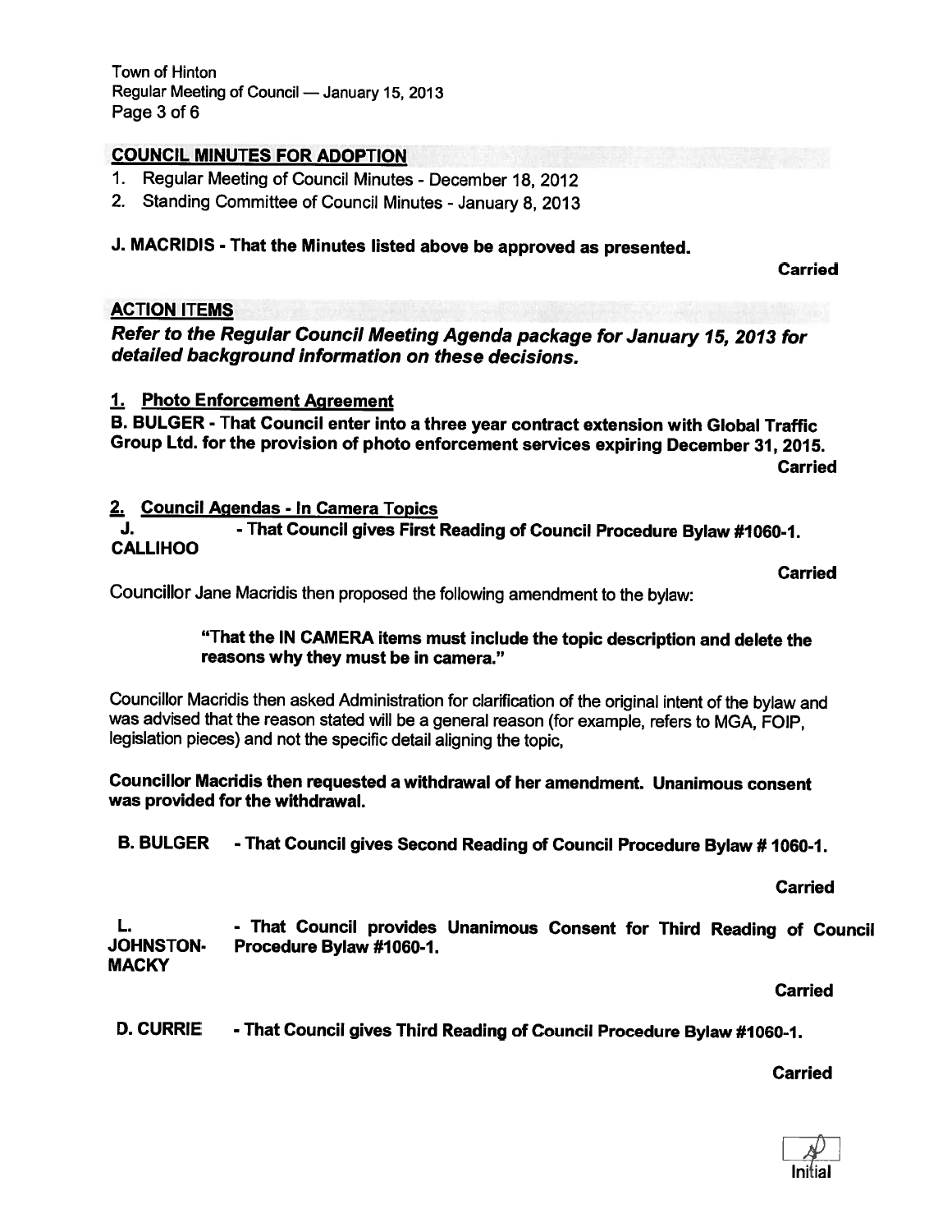## COUNCIL MINUTES FOR ADOPTION

1. Regular Meeting of Council Minutes - December 18, 2012
2. Standing Committee of Council Minutes - January 8, 2013

**J. MACRIDIS - That the Minutes listed above be approved as presented.**

**Carried**

## ACTION ITEMS

***Refer to the Regular Council Meeting Agenda package for January 15, 2013 for detailed background information on these decisions.***

### 1. Photo Enforcement Agreement

**B. BULGER - That Council enter into a three year contract extension with Global Traffic Group Ltd. for the provision of photo enforcement services expiring December 31, 2015.**

**Carried**

### 2. Council Agendas - In Camera Topics

**J. CALLIHOO - That Council gives First Reading of Council Procedure Bylaw #1060-1.**

**Carried**

Councillor Jane Macridis then proposed the following amendment to the bylaw:

> **"That the IN CAMERA items must include the topic description and delete the reasons why they must be in camera."**

Councillor Macridis then asked Administration for clarification of the original intent of the bylaw and was advised that the reason stated will be a general reason (for example, refers to MGA, FOIP, legislation pieces) and not the specific detail aligning the topic,

**Councillor Macridis then requested a withdrawal of her amendment. Unanimous consent was provided for the withdrawal.**

**B. BULGER - That Council gives Second Reading of Council Procedure Bylaw # 1060-1.**

**Carried**

**L. JOHNSTON-MACKY - That Council provides Unanimous Consent for Third Reading of Council Procedure Bylaw #1060-1.**

**Carried**

**D. CURRIE - That Council gives Third Reading of Council Procedure Bylaw #1060-1.**

**Carried**

Initial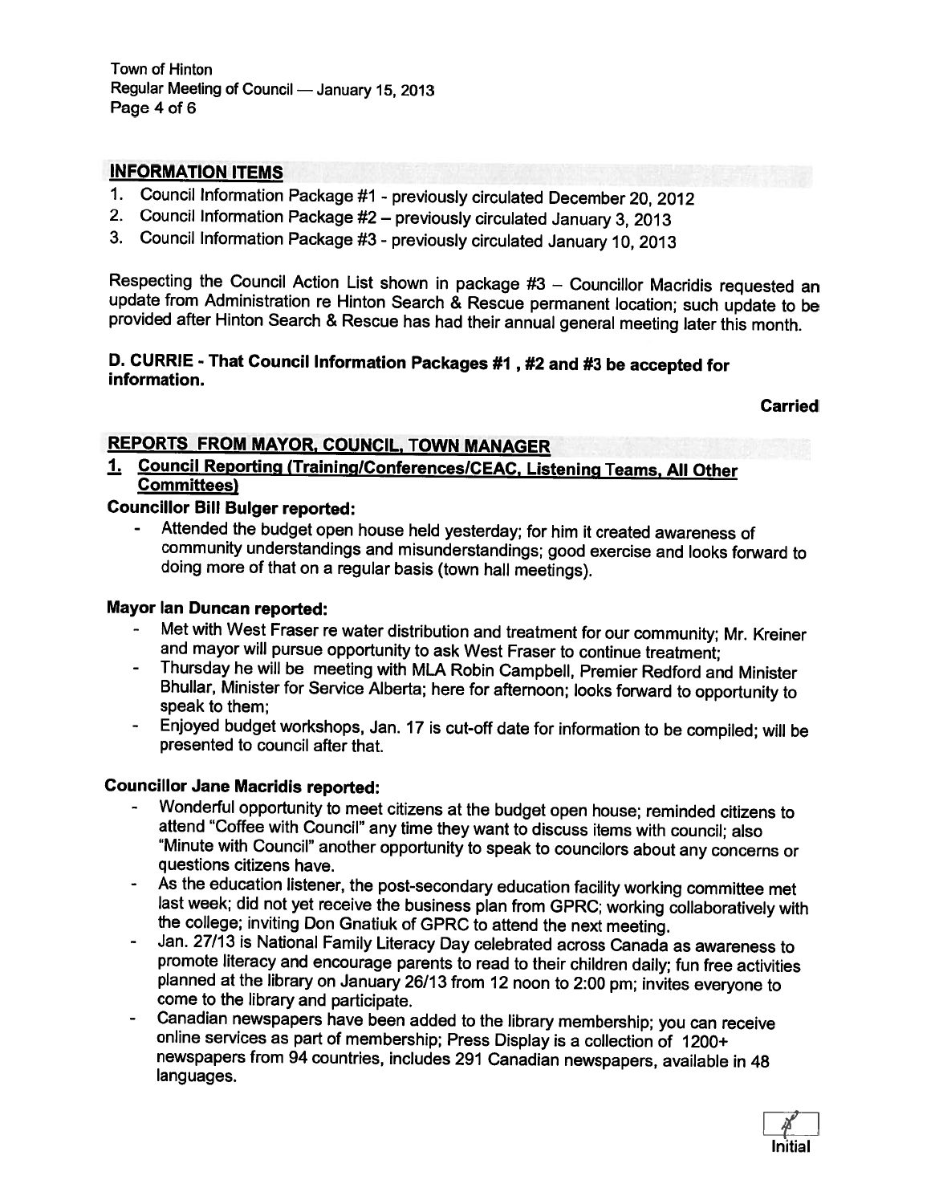## INFORMATION ITEMS

1. Council Information Package #1 - previously circulated December 20, 2012
2. Council Information Package #2 – previously circulated January 3, 2013
3. Council Information Package #3 - previously circulated January 10, 2013

Respecting the Council Action List shown in package #3 – Councillor Macridis requested an update from Administration re Hinton Search & Rescue permanent location; such update to be provided after Hinton Search & Rescue has had their annual general meeting later this month.

**D. CURRIE - That Council Information Packages #1 , #2 and #3 be accepted for information.**

**Carried**

## REPORTS FROM MAYOR, COUNCIL, TOWN MANAGER

### 1. Council Reporting (Training/Conferences/CEAC, Listening Teams, All Other Committees)

**Councillor Bill Bulger reported:**

- Attended the budget open house held yesterday; for him it created awareness of community understandings and misunderstandings; good exercise and looks forward to doing more of that on a regular basis (town hall meetings).

**Mayor Ian Duncan reported:**

- Met with West Fraser re water distribution and treatment for our community; Mr. Kreiner and mayor will pursue opportunity to ask West Fraser to continue treatment;
- Thursday he will be meeting with MLA Robin Campbell, Premier Redford and Minister Bhullar, Minister for Service Alberta; here for afternoon; looks forward to opportunity to speak to them;
- Enjoyed budget workshops, Jan. 17 is cut-off date for information to be compiled; will be presented to council after that.

**Councillor Jane Macridis reported:**

- Wonderful opportunity to meet citizens at the budget open house; reminded citizens to attend "Coffee with Council" any time they want to discuss items with council; also "Minute with Council" another opportunity to speak to councilors about any concerns or questions citizens have.
- As the education listener, the post-secondary education facility working committee met last week; did not yet receive the business plan from GPRC; working collaboratively with the college; inviting Don Gnatiuk of GPRC to attend the next meeting.
- Jan. 27/13 is National Family Literacy Day celebrated across Canada as awareness to promote literacy and encourage parents to read to their children daily; fun free activities planned at the library on January 26/13 from 12 noon to 2:00 pm; invites everyone to come to the library and participate.
- Canadian newspapers have been added to the library membership; you can receive online services as part of membership; Press Display is a collection of 1200+ newspapers from 94 countries, includes 291 Canadian newspapers, available in 48 languages.

Initial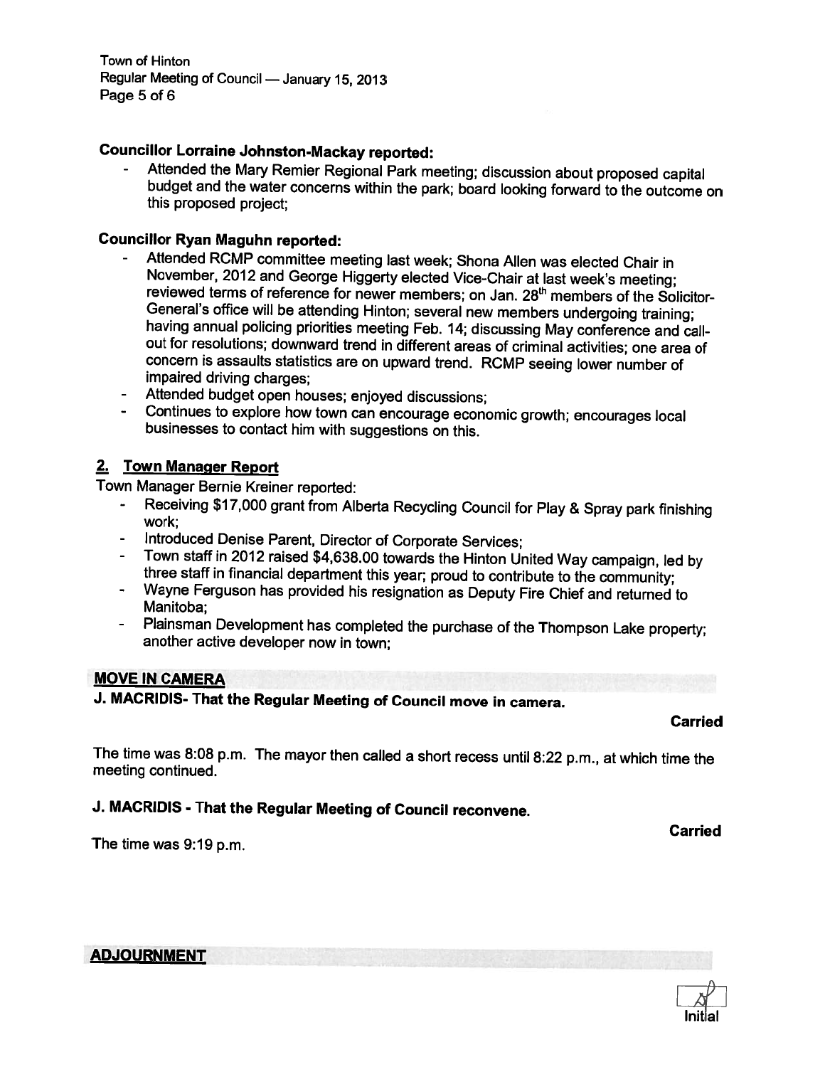**Councillor Lorraine Johnston-Mackay reported:**

- Attended the Mary Remier Regional Park meeting; discussion about proposed capital budget and the water concerns within the park; board looking forward to the outcome on this proposed project;

**Councillor Ryan Maguhn reported:**

- Attended RCMP committee meeting last week; Shona Allen was elected Chair in November, 2012 and George Higgerty elected Vice-Chair at last week's meeting; reviewed terms of reference for newer members; on Jan. 28th members of the Solicitor-General's office will be attending Hinton; several new members undergoing training; having annual policing priorities meeting Feb. 14; discussing May conference and call-out for resolutions; downward trend in different areas of criminal activities; one area of concern is assaults statistics are on upward trend. RCMP seeing lower number of impaired driving charges;
- Attended budget open houses; enjoyed discussions;
- Continues to explore how town can encourage economic growth; encourages local businesses to contact him with suggestions on this.

## 2. Town Manager Report

Town Manager Bernie Kreiner reported:

- Receiving $17,000 grant from Alberta Recycling Council for Play & Spray park finishing work;
- Introduced Denise Parent, Director of Corporate Services;
- Town staff in 2012 raised $4,638.00 towards the Hinton United Way campaign, led by three staff in financial department this year; proud to contribute to the community;
- Wayne Ferguson has provided his resignation as Deputy Fire Chief and returned to Manitoba;
- Plainsman Development has completed the purchase of the Thompson Lake property; another active developer now in town;

## MOVE IN CAMERA

**J. MACRIDIS- That the Regular Meeting of Council move in camera.**

**Carried**

The time was 8:08 p.m. The mayor then called a short recess until 8:22 p.m., at which time the meeting continued.

**J. MACRIDIS - That the Regular Meeting of Council reconvene.**

**Carried**

The time was 9:19 p.m.

## ADJOURNMENT

Initial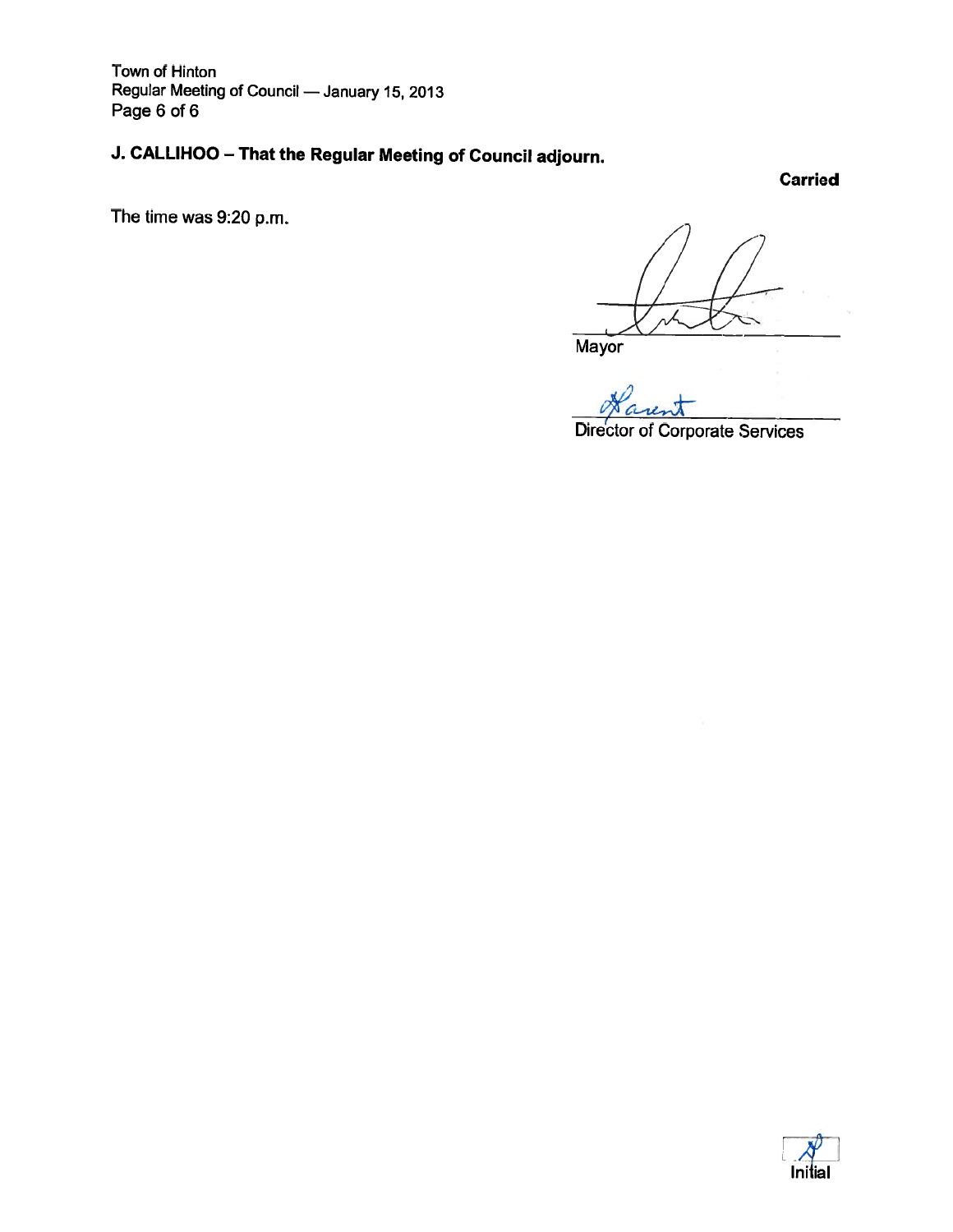**J. CALLIHOO – That the Regular Meeting of Council adjourn.**

**Carried**

The time was 9:20 p.m.

Mayor

Director of Corporate Services

Initial